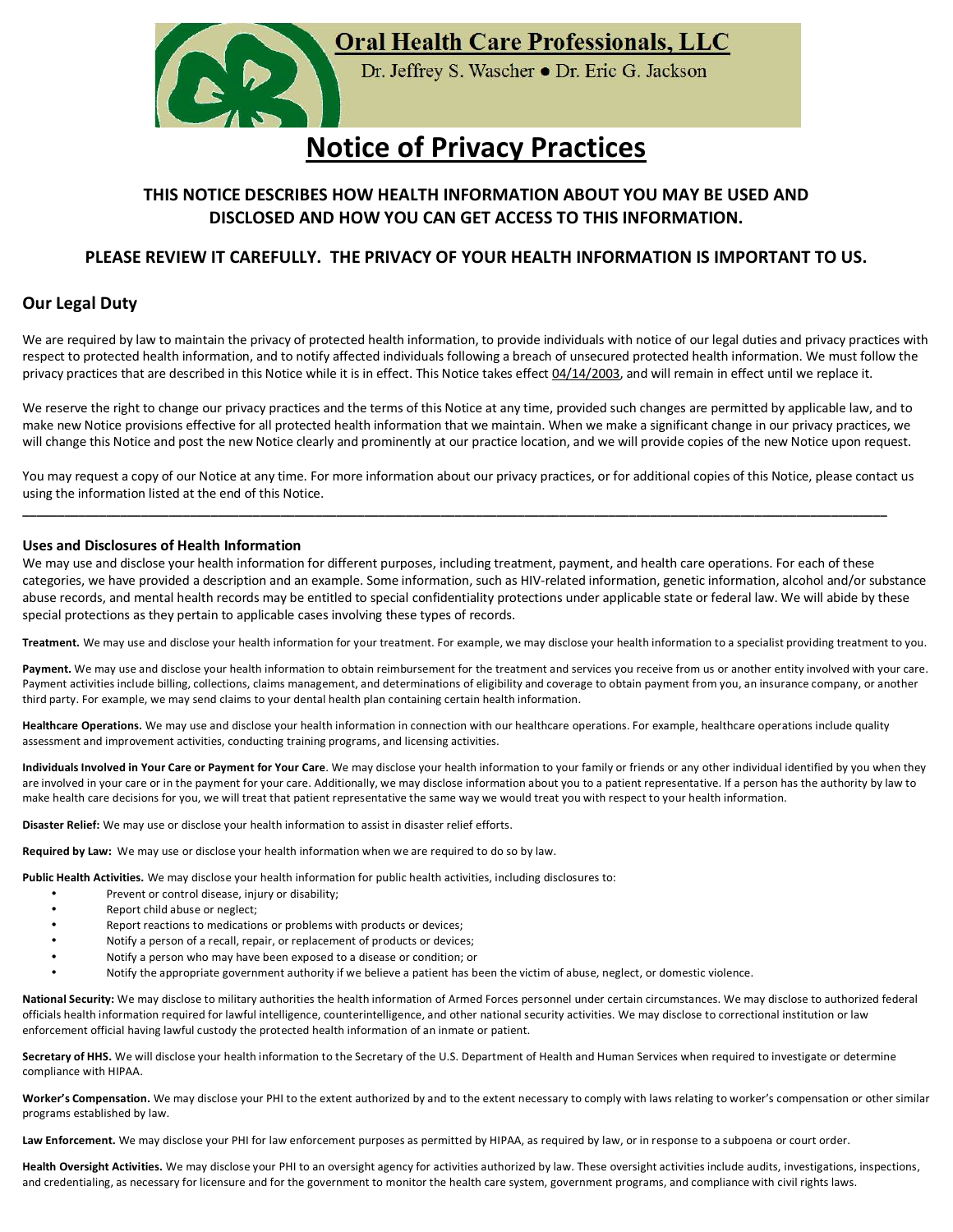**Oral Health Care Professionals, LLC**

Dr. Jeffrey S. Wascher • Dr. Eric G. Jackson

# Notice of Privacy Practices

### THIS NOTICE DESCRIBES HOW HEALTH INFORMATION ABOUT YOU MAY BE USED AND DISCLOSED AND HOW YOU CAN GET ACCESS TO THIS INFORMATION.

### PLEASE REVIEW IT CAREFULLY. THE PRIVACY OF YOUR HEALTH INFORMATION IS IMPORTANT TO US.

## Our Legal Duty

We are required by law to maintain the privacy of protected health information, to provide individuals with notice of our legal duties and privacy practices with respect to protected health information, and to notify affected individuals following a breach of unsecured protected health information. We must follow the privacy practices that are described in this Notice while it is in effect. This Notice takes effect 04/14/2003, and will remain in effect until we replace it.

We reserve the right to change our privacy practices and the terms of this Notice at any time, provided such changes are permitted by applicable law, and to make new Notice provisions effective for all protected health information that we maintain. When we make a significant change in our privacy practices, we will change this Notice and post the new Notice clearly and prominently at our practice location, and we will provide copies of the new Notice upon request.

You may request a copy of our Notice at any time. For more information about our privacy practices, or for additional copies of this Notice, please contact us using the information listed at the end of this Notice.

---

### Uses and Disclosures of Health Information

We may use and disclose your health information for different purposes, including treatment, payment, and health care operations. For each of these categories, we have provided a description and an example. Some information, such as HIV-related information, genetic information, alcohol and/or substance abuse records, and mental health records may be entitled to special confidentiality protections under applicable state or federal law. We will abide by these special protections as they pertain to applicable cases involving these types of records.

**Treatment.** We may use and disclose your health information for your treatment. For example, we may disclose your health information to a specialist providing treatment to you.

**Payment.** We may use and disclose your health information to obtain reimbursement for the treatment and services you receive from us or another entity involved with your care. Payment activities include billing, collections, claims management, and determinations of eligibility and coverage to obtain payment from you, an insurance company, or another third party. For example, we may send claims to your dental health plan containing certain health information.

**Healthcare Operations.** We may use and disclose your health information in connection with our healthcare operations. For example, healthcare operations include quality assessment and improvement activities, conducting training programs, and licensing activities.

**Individuals Involved in Your Care or Payment for Your Care**. We may disclose your health information to your family or friends or any other individual identified by you when they are involved in your care or in the payment for your care. Additionally, we may disclose information about you to a patient representative. If a person has the authority by law to make health care decisions for you, we will treat that patient representative the same way we would treat you with respect to your health information.

**Disaster Relief:** We may use or disclose your health information to assist in disaster relief efforts.

**Required by Law:** We may use or disclose your health information when we are required to do so by law.

**Public Health Activities.** We may disclose your health information for public health activities, including disclosures to:

- Prevent or control disease, injury or disability;
- Report child abuse or neglect;
- Report reactions to medications or problems with products or devices;
- Notify a person of a recall, repair, or replacement of products or devices;
- Notify a person who may have been exposed to a disease or condition; or
- Notify the appropriate government authority if we believe a patient has been the victim of abuse, neglect, or domestic violence.

**National Security:** We may disclose to military authorities the health information of Armed Forces personnel under certain circumstances. We may disclose to authorized federal officials health information required for lawful intelligence, counterintelligence, and other national security activities. We may disclose to correctional institution or law enforcement official having lawful custody the protected health information of an inmate or patient.

**Secretary of HHS.** We will disclose your health information to the Secretary of the U.S. Department of Health and Human Services when required to investigate or determine compliance with HIPAA.

**Worker's Compensation.** We may disclose your PHI to the extent authorized by and to the extent necessary to comply with laws relating to worker's compensation or other similar programs established by law.

**Law Enforcement.** We may disclose your PHI for law enforcement purposes as permitted by HIPAA, as required by law, or in response to a subpoena or court order.

**Health Oversight Activities.** We may disclose your PHI to an oversight agency for activities authorized by law. These oversight activities include audits, investigations, inspections, and credentialing, as necessary for licensure and for the government to monitor the health care system, government programs, and compliance with civil rights laws.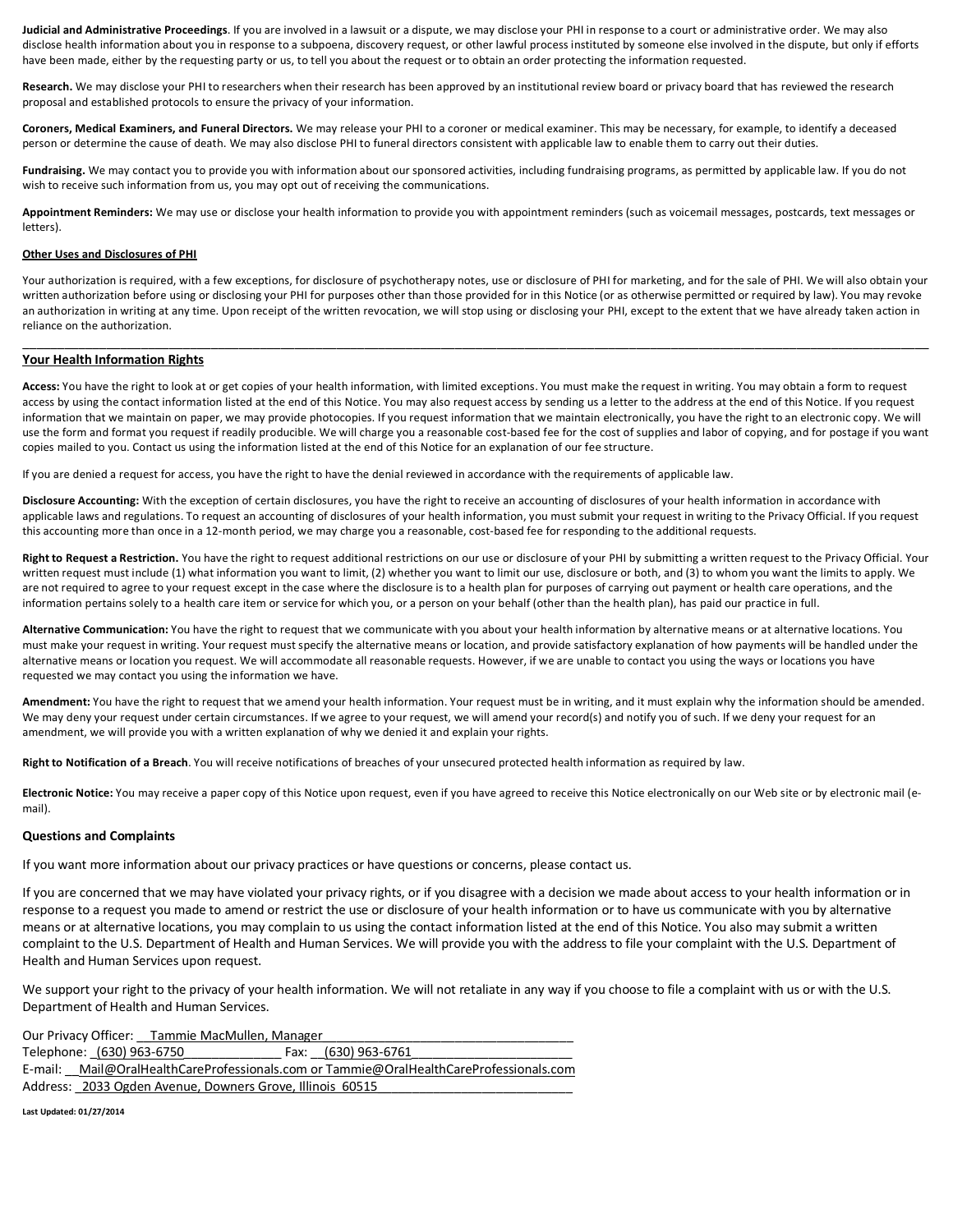**Judicial and Administrative Proceedings**. If you are involved in a lawsuit or a dispute, we may disclose your PHI in response to a court or administrative order. We may also disclose health information about you in response to a subpoena, discovery request, or other lawful process instituted by someone else involved in the dispute, but only if efforts have been made, either by the requesting party or us, to tell you about the request or to obtain an order protecting the information requested.

**Research.** We may disclose your PHI to researchers when their research has been approved by an institutional review board or privacy board that has reviewed the research proposal and established protocols to ensure the privacy of your information.

**Coroners, Medical Examiners, and Funeral Directors.** We may release your PHI to a coroner or medical examiner. This may be necessary, for example, to identify a deceased person or determine the cause of death. We may also disclose PHI to funeral directors consistent with applicable law to enable them to carry out their duties.

**Fundraising.** We may contact you to provide you with information about our sponsored activities, including fundraising programs, as permitted by applicable law. If you do not wish to receive such information from us, you may opt out of receiving the communications.

**Appointment Reminders:** We may use or disclose your health information to provide you with appointment reminders (such as voicemail messages, postcards, text messages or letters).

**Other Uses and Disclosures of PHI**

Your authorization is required, with a few exceptions, for disclosure of psychotherapy notes, use or disclosure of PHI for marketing, and for the sale of PHI. We will also obtain your written authorization before using or disclosing your PHI for purposes other than those provided for in this Notice (or as otherwise permitted or required by law). You may revoke an authorization in writing at any time. Upon receipt of the written revocation, we will stop using or disclosing your PHI, except to the extent that we have already taken action in reliance on the authorization.

---

## Your Health Information Rights

**Access:** You have the right to look at or get copies of your health information, with limited exceptions. You must make the request in writing. You may obtain a form to request access by using the contact information listed at the end of this Notice. You may also request access by sending us a letter to the address at the end of this Notice. If you request information that we maintain on paper, we may provide photocopies. If you request information that we maintain electronically, you have the right to an electronic copy. We will use the form and format you request if readily producible. We will charge you a reasonable cost-based fee for the cost of supplies and labor of copying, and for postage if you want copies mailed to you. Contact us using the information listed at the end of this Notice for an explanation of our fee structure.

If you are denied a request for access, you have the right to have the denial reviewed in accordance with the requirements of applicable law.

**Disclosure Accounting:** With the exception of certain disclosures, you have the right to receive an accounting of disclosures of your health information in accordance with applicable laws and regulations. To request an accounting of disclosures of your health information, you must submit your request in writing to the Privacy Official. If you request this accounting more than once in a 12-month period, we may charge you a reasonable, cost-based fee for responding to the additional requests.

**Right to Request a Restriction.** You have the right to request additional restrictions on our use or disclosure of your PHI by submitting a written request to the Privacy Official. Your written request must include (1) what information you want to limit, (2) whether you want to limit our use, disclosure or both, and (3) to whom you want the limits to apply. We are not required to agree to your request except in the case where the disclosure is to a health plan for purposes of carrying out payment or health care operations, and the information pertains solely to a health care item or service for which you, or a person on your behalf (other than the health plan), has paid our practice in full.

**Alternative Communication:** You have the right to request that we communicate with you about your health information by alternative means or at alternative locations. You must make your request in writing. Your request must specify the alternative means or location, and provide satisfactory explanation of how payments will be handled under the alternative means or location you request. We will accommodate all reasonable requests. However, if we are unable to contact you using the ways or locations you have requested we may contact you using the information we have.

**Amendment:** You have the right to request that we amend your health information. Your request must be in writing, and it must explain why the information should be amended. We may deny your request under certain circumstances. If we agree to your request, we will amend your record(s) and notify you of such. If we deny your request for an amendment, we will provide you with a written explanation of why we denied it and explain your rights.

**Right to Notification of a Breach**. You will receive notifications of breaches of your unsecured protected health information as required by law.

**Electronic Notice:** You may receive a paper copy of this Notice upon request, even if you have agreed to receive this Notice electronically on our Web site or by electronic mail (e-mail).

### Questions and Complaints

If you want more information about our privacy practices or have questions or concerns, please contact us.

If you are concerned that we may have violated your privacy rights, or if you disagree with a decision we made about access to your health information or in response to a request you made to amend or restrict the use or disclosure of your health information or to have us communicate with you by alternative means or at alternative locations, you may complain to us using the contact information listed at the end of this Notice. You also may submit a written complaint to the U.S. Department of Health and Human Services. We will provide you with the address to file your complaint with the U.S. Department of Health and Human Services upon request.

We support your right to the privacy of your health information. We will not retaliate in any way if you choose to file a complaint with us or with the U.S. Department of Health and Human Services.

Our Privacy Officer: Tammie MacMullen, Manager
Telephone: (630) 963-6750 Fax: (630) 963-6761
E-mail: Mail@OralHealthCareProfessionals.com or Tammie@OralHealthCareProfessionals.com
Address: 2033 Ogden Avenue, Downers Grove, Illinois 60515

**Last Updated: 01/27/2014**